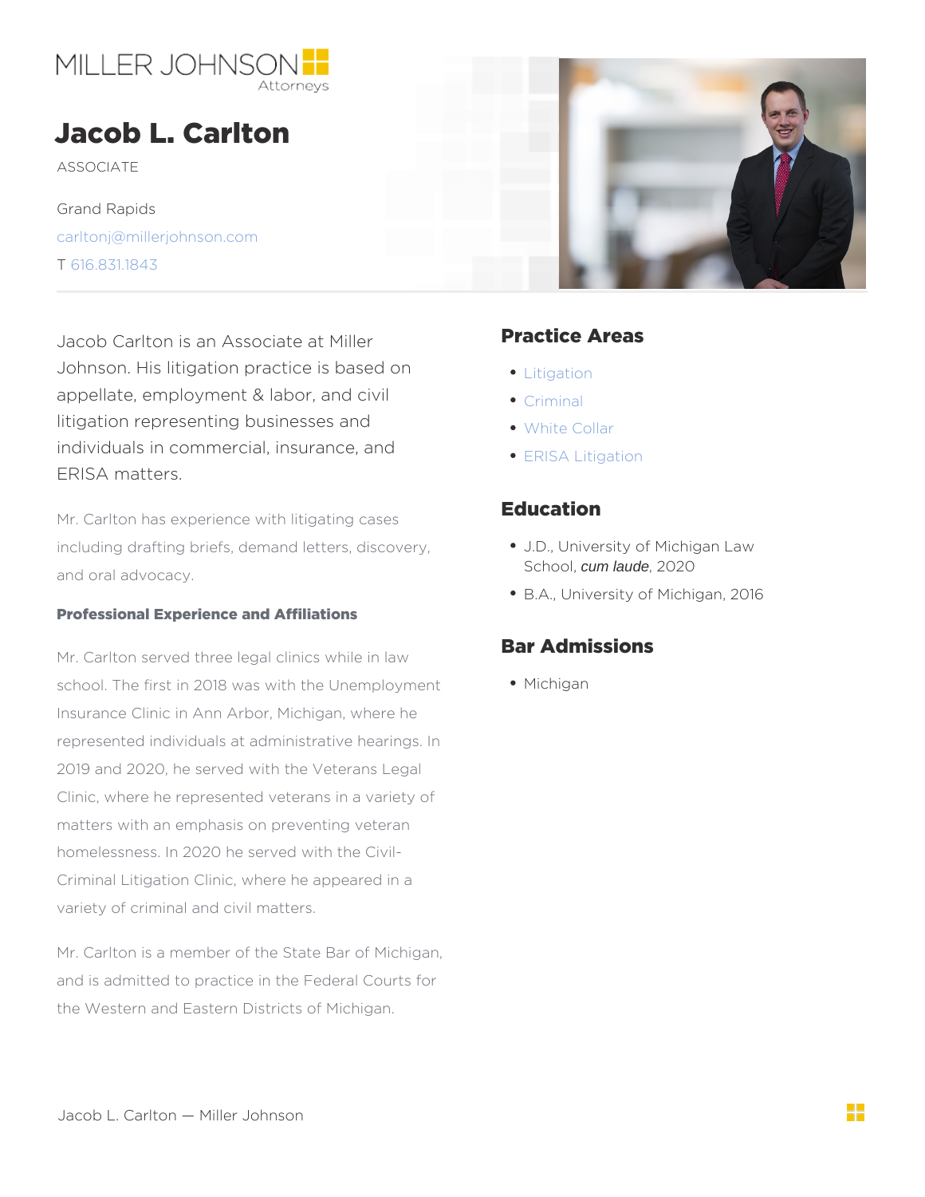MILLER JOHNSON
Attorneys

# Jacob L. Carlton

ASSOCIATE

Grand Rapids

carltonj@millerjohnson.com

T 616.831.1843

Jacob Carlton is an Associate at Miller Johnson. His litigation practice is based on appellate, employment & labor, and civil litigation representing businesses and individuals in commercial, insurance, and ERISA matters.

Mr. Carlton has experience with litigating cases including drafting briefs, demand letters, discovery, and oral advocacy.

### Professional Experience and Affiliations

Mr. Carlton served three legal clinics while in law school. The first in 2018 was with the Unemployment Insurance Clinic in Ann Arbor, Michigan, where he represented individuals at administrative hearings. In 2019 and 2020, he served with the Veterans Legal Clinic, where he represented veterans in a variety of matters with an emphasis on preventing veteran homelessness. In 2020 he served with the Civil-Criminal Litigation Clinic, where he appeared in a variety of criminal and civil matters.

Mr. Carlton is a member of the State Bar of Michigan, and is admitted to practice in the Federal Courts for the Western and Eastern Districts of Michigan.

## Practice Areas

- Litigation
- Criminal
- White Collar
- ERISA Litigation

## Education

- J.D., University of Michigan Law School, *cum laude*, 2020
- B.A., University of Michigan, 2016

## Bar Admissions

- Michigan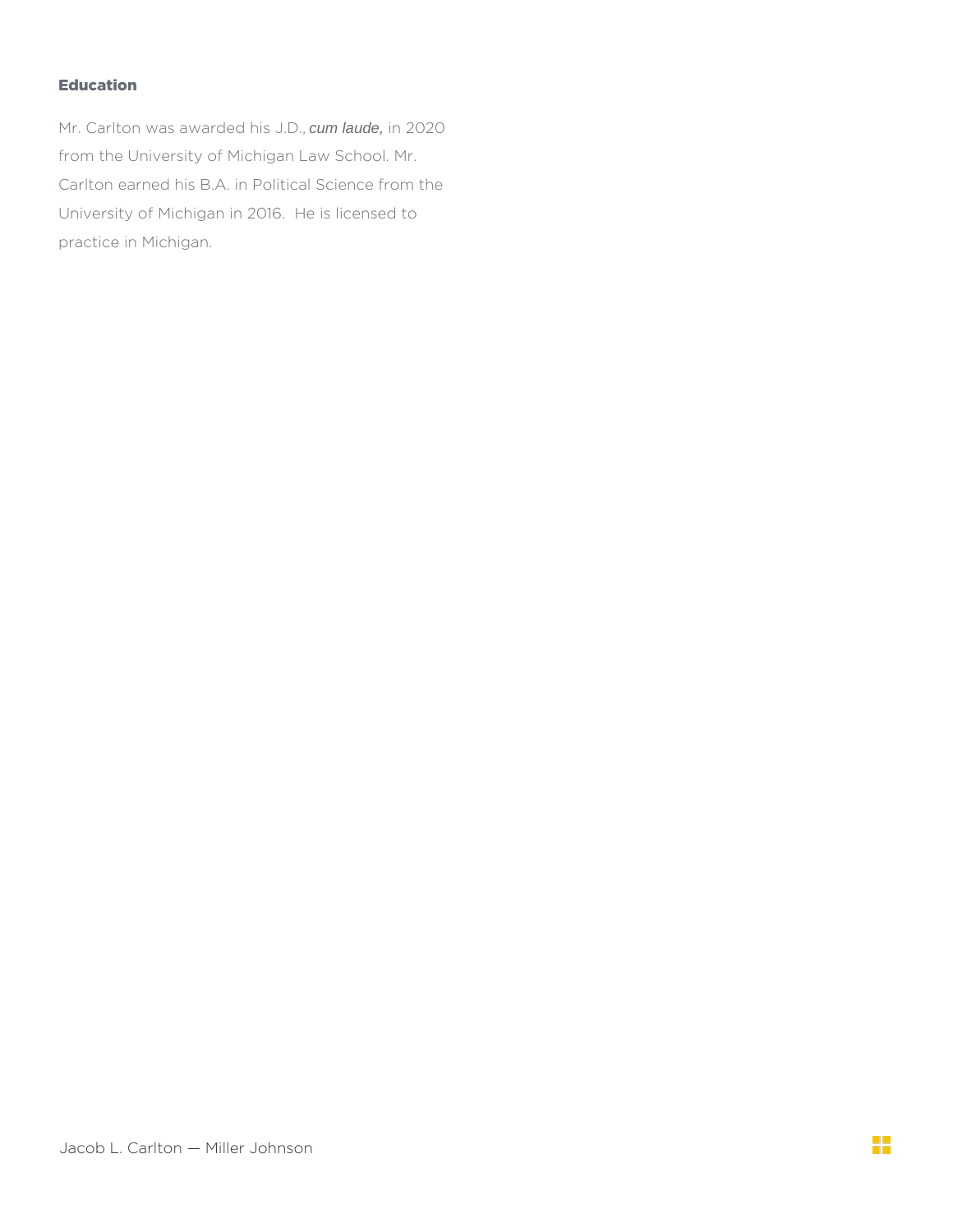## Education

Mr. Carlton was awarded his J.D., *cum laude,* in 2020 from the University of Michigan Law School. Mr. Carlton earned his B.A. in Political Science from the University of Michigan in 2016. He is licensed to practice in Michigan.